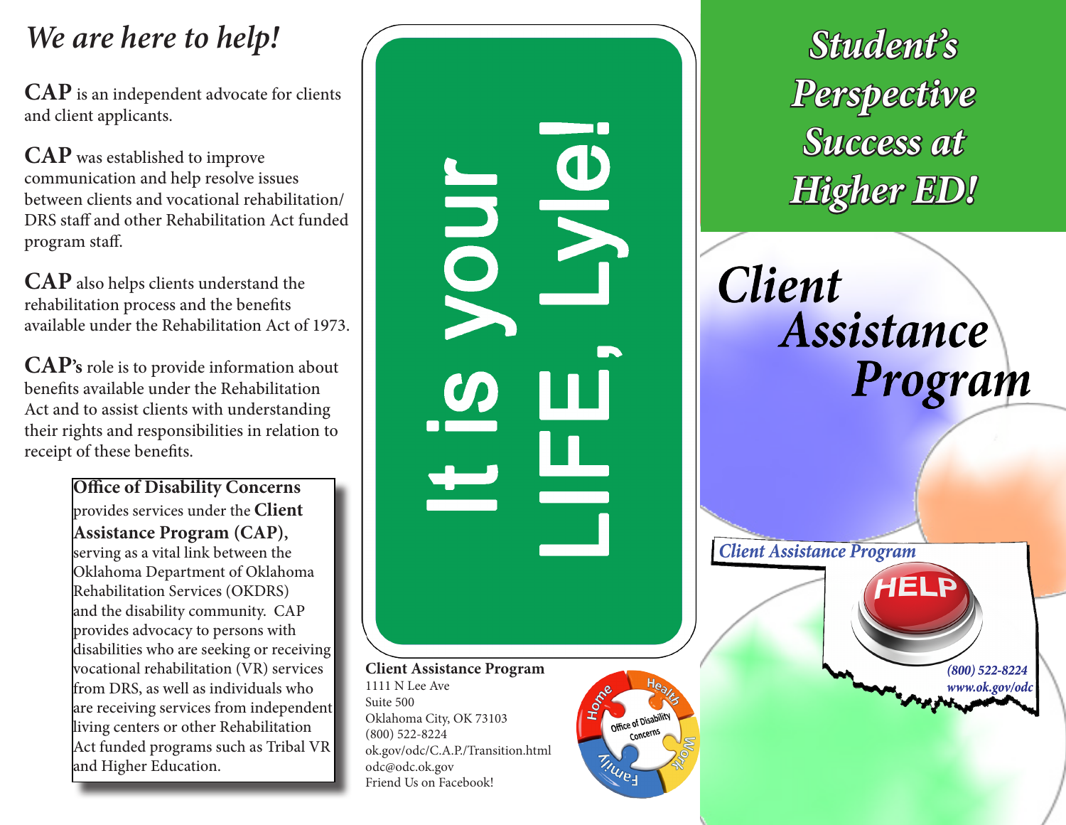## *We are here to help!*

**CAP** is an independent advocate for clients and client applicants.

**CAP** was established to improve communication and help resolve issues between clients and vocational rehabilitation/ DRS staff and other Rehabilitation Act funded program staff.

**CAP** also helps clients understand the rehabilitation process and the benefits available under the Rehabilitation Act of 1973.

**CAP's** role is to provide information about benefits available under the Rehabilitation Act and to assist clients with understanding their rights and responsibilities in relation to receipt of these benefits.

> **Office of Disability Concerns** provides services under the **Client Assistance Program (CAP),** serving as a vital link between the Oklahoma Department of Oklahoma Rehabilitation Services (OKDRS) and the disability community. CAP provides advocacy to persons with disabilities who are seeking or receiving vocational rehabilitation (VR) services from DRS, as well as individuals who are receiving services from independent living centers or other Rehabilitation Act funded programs such as Tribal VR and Higher Education.

**It is your LIFE, Lyle!**

**Client Assistance Program**
1111 N Lee Ave
Suite 500
Oklahoma City, OK 73103
(800) 522-8224
ok.gov/odc/C.A.P./Transition.html
odc@odc.ok.gov
Friend Us on Facebook!

Office of Disability Concerns — Home, Health, Work, Family

# *Student's Perspective Success at Higher ED!*

# *Client Assistance Program*

*Client Assistance Program*

HELP

*(800) 522-8224*
*www.ok.gov/odc*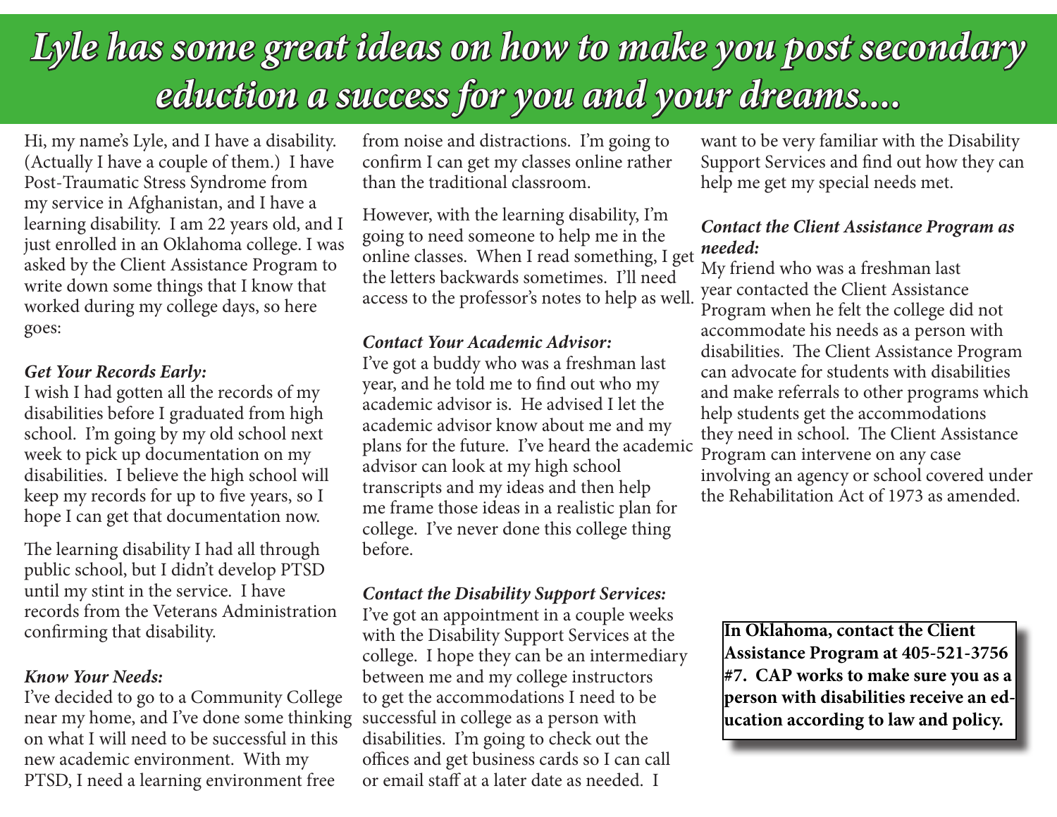# *Lyle has some great ideas on how to make you post secondary eduction a success for you and your dreams....*

Hi, my name's Lyle, and I have a disability. (Actually I have a couple of them.) I have Post-Traumatic Stress Syndrome from my service in Afghanistan, and I have a learning disability. I am 22 years old, and I just enrolled in an Oklahoma college. I was asked by the Client Assistance Program to write down some things that I know that worked during my college days, so here goes:

***Get Your Records Early:***
I wish I had gotten all the records of my disabilities before I graduated from high school. I'm going by my old school next week to pick up documentation on my disabilities. I believe the high school will keep my records for up to five years, so I hope I can get that documentation now.

The learning disability I had all through public school, but I didn't develop PTSD until my stint in the service. I have records from the Veterans Administration confirming that disability.

***Know Your Needs:***
I've decided to go to a Community College near my home, and I've done some thinking on what I will need to be successful in this new academic environment. With my PTSD, I need a learning environment free from noise and distractions. I'm going to confirm I can get my classes online rather than the traditional classroom.

However, with the learning disability, I'm going to need someone to help me in the online classes. When I read something, I get the letters backwards sometimes. I'll need access to the professor's notes to help as well.

***Contact Your Academic Advisor:***
I've got a buddy who was a freshman last year, and he told me to find out who my academic advisor is. He advised I let the academic advisor know about me and my plans for the future. I've heard the academic advisor can look at my high school transcripts and my ideas and then help me frame those ideas in a realistic plan for college. I've never done this college thing before.

***Contact the Disability Support Services:***
I've got an appointment in a couple weeks with the Disability Support Services at the college. I hope they can be an intermediary between me and my college instructors to get the accommodations I need to be successful in college as a person with disabilities. I'm going to check out the offices and get business cards so I can call or email staff at a later date as needed. I want to be very familiar with the Disability Support Services and find out how they can help me get my special needs met.

***Contact the Client Assistance Program as needed:***
My friend who was a freshman last year contacted the Client Assistance Program when he felt the college did not accommodate his needs as a person with disabilities. The Client Assistance Program can advocate for students with disabilities and make referrals to other programs which help students get the accommodations they need in school. The Client Assistance Program can intervene on any case involving an agency or school covered under the Rehabilitation Act of 1973 as amended.

**In Oklahoma, contact the Client Assistance Program at 405-521-3756 #7. CAP works to make sure you as a person with disabilities receive an education according to law and policy.**